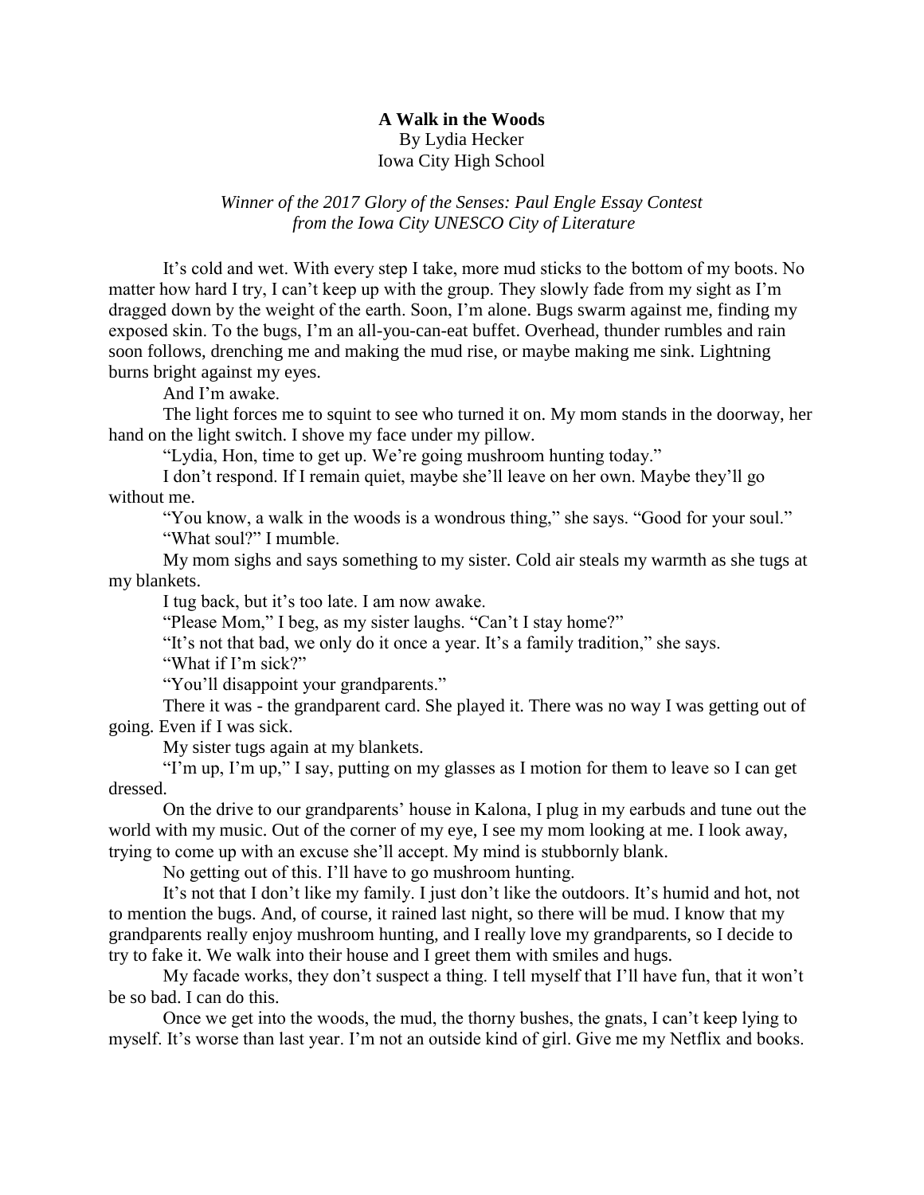**A Walk in the Woods**

By Lydia Hecker

Iowa City High School

*Winner of the 2017 Glory of the Senses: Paul Engle Essay Contest from the Iowa City UNESCO City of Literature*

It's cold and wet. With every step I take, more mud sticks to the bottom of my boots. No matter how hard I try, I can't keep up with the group. They slowly fade from my sight as I'm dragged down by the weight of the earth. Soon, I'm alone. Bugs swarm against me, finding my exposed skin. To the bugs, I'm an all-you-can-eat buffet. Overhead, thunder rumbles and rain soon follows, drenching me and making the mud rise, or maybe making me sink. Lightning burns bright against my eyes.

And I'm awake.

The light forces me to squint to see who turned it on. My mom stands in the doorway, her hand on the light switch. I shove my face under my pillow.

"Lydia, Hon, time to get up. We're going mushroom hunting today."

I don't respond. If I remain quiet, maybe she'll leave on her own. Maybe they'll go without me.

"You know, a walk in the woods is a wondrous thing," she says. "Good for your soul."

"What soul?" I mumble.

My mom sighs and says something to my sister. Cold air steals my warmth as she tugs at my blankets.

I tug back, but it's too late. I am now awake.

"Please Mom," I beg, as my sister laughs. "Can't I stay home?"

"It's not that bad, we only do it once a year. It's a family tradition," she says.

"What if I'm sick?"

"You'll disappoint your grandparents."

There it was - the grandparent card. She played it. There was no way I was getting out of going. Even if I was sick.

My sister tugs again at my blankets.

"I'm up, I'm up," I say, putting on my glasses as I motion for them to leave so I can get dressed.

On the drive to our grandparents' house in Kalona, I plug in my earbuds and tune out the world with my music. Out of the corner of my eye, I see my mom looking at me. I look away, trying to come up with an excuse she'll accept. My mind is stubbornly blank.

No getting out of this. I'll have to go mushroom hunting.

It's not that I don't like my family. I just don't like the outdoors. It's humid and hot, not to mention the bugs. And, of course, it rained last night, so there will be mud. I know that my grandparents really enjoy mushroom hunting, and I really love my grandparents, so I decide to try to fake it. We walk into their house and I greet them with smiles and hugs.

My facade works, they don't suspect a thing. I tell myself that I'll have fun, that it won't be so bad. I can do this.

Once we get into the woods, the mud, the thorny bushes, the gnats, I can't keep lying to myself. It's worse than last year. I'm not an outside kind of girl. Give me my Netflix and books.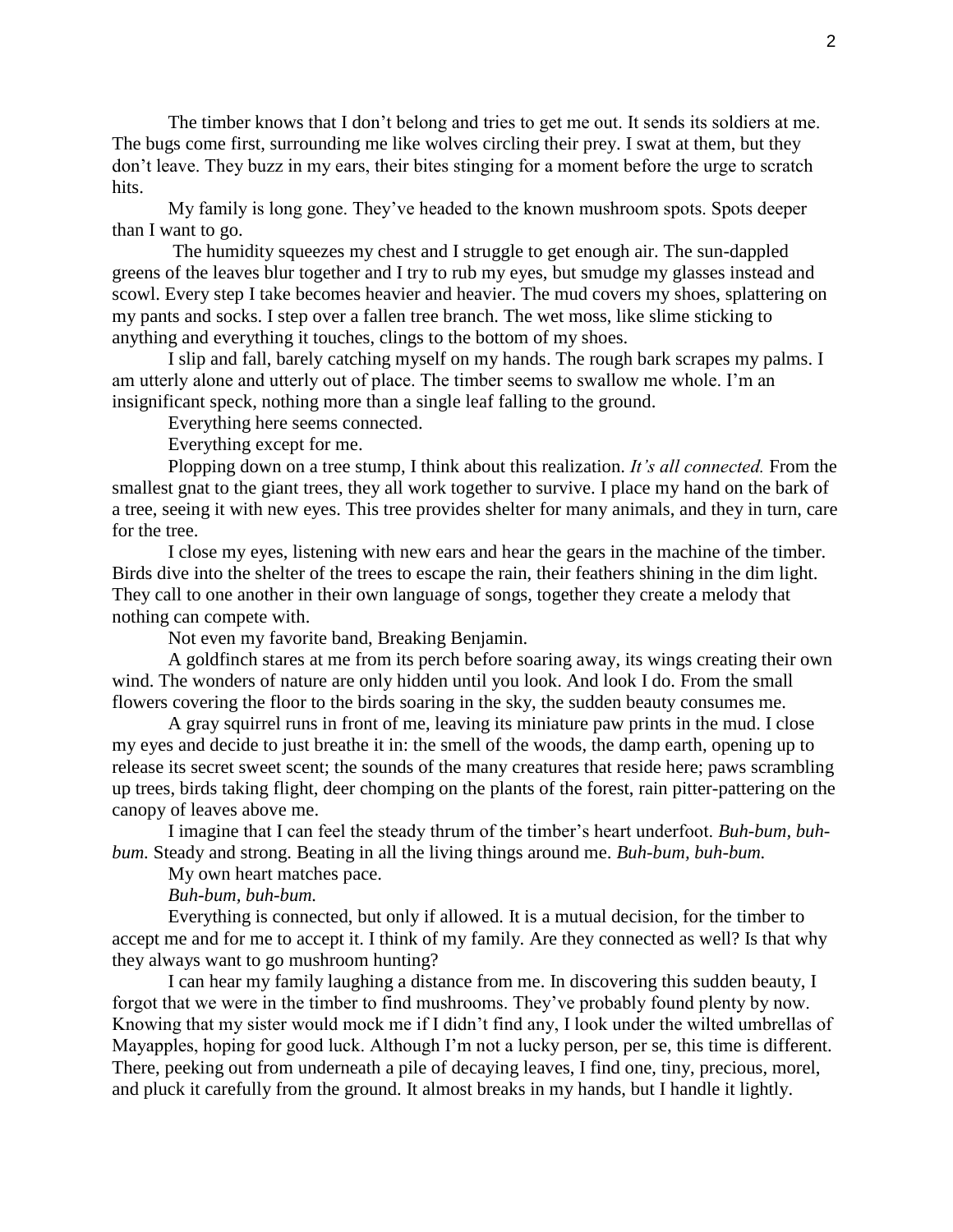The timber knows that I don't belong and tries to get me out. It sends its soldiers at me. The bugs come first, surrounding me like wolves circling their prey. I swat at them, but they don't leave. They buzz in my ears, their bites stinging for a moment before the urge to scratch hits.

My family is long gone. They've headed to the known mushroom spots. Spots deeper than I want to go.

The humidity squeezes my chest and I struggle to get enough air. The sun-dappled greens of the leaves blur together and I try to rub my eyes, but smudge my glasses instead and scowl. Every step I take becomes heavier and heavier. The mud covers my shoes, splattering on my pants and socks. I step over a fallen tree branch. The wet moss, like slime sticking to anything and everything it touches, clings to the bottom of my shoes.

I slip and fall, barely catching myself on my hands. The rough bark scrapes my palms. I am utterly alone and utterly out of place. The timber seems to swallow me whole. I'm an insignificant speck, nothing more than a single leaf falling to the ground.

Everything here seems connected.

Everything except for me.

Plopping down on a tree stump, I think about this realization. *It's all connected.* From the smallest gnat to the giant trees, they all work together to survive. I place my hand on the bark of a tree, seeing it with new eyes. This tree provides shelter for many animals, and they in turn, care for the tree.

I close my eyes, listening with new ears and hear the gears in the machine of the timber. Birds dive into the shelter of the trees to escape the rain, their feathers shining in the dim light. They call to one another in their own language of songs, together they create a melody that nothing can compete with.

Not even my favorite band, Breaking Benjamin.

A goldfinch stares at me from its perch before soaring away, its wings creating their own wind. The wonders of nature are only hidden until you look. And look I do. From the small flowers covering the floor to the birds soaring in the sky, the sudden beauty consumes me.

A gray squirrel runs in front of me, leaving its miniature paw prints in the mud. I close my eyes and decide to just breathe it in: the smell of the woods, the damp earth, opening up to release its secret sweet scent; the sounds of the many creatures that reside here; paws scrambling up trees, birds taking flight, deer chomping on the plants of the forest, rain pitter-pattering on the canopy of leaves above me.

I imagine that I can feel the steady thrum of the timber's heart underfoot. *Buh-bum, buh-bum.* Steady and strong. Beating in all the living things around me. *Buh-bum, buh-bum.*

My own heart matches pace.

*Buh-bum, buh-bum.*

Everything is connected, but only if allowed. It is a mutual decision, for the timber to accept me and for me to accept it. I think of my family. Are they connected as well? Is that why they always want to go mushroom hunting?

I can hear my family laughing a distance from me. In discovering this sudden beauty, I forgot that we were in the timber to find mushrooms. They've probably found plenty by now. Knowing that my sister would mock me if I didn't find any, I look under the wilted umbrellas of Mayapples, hoping for good luck. Although I'm not a lucky person, per se, this time is different. There, peeking out from underneath a pile of decaying leaves, I find one, tiny, precious, morel, and pluck it carefully from the ground. It almost breaks in my hands, but I handle it lightly.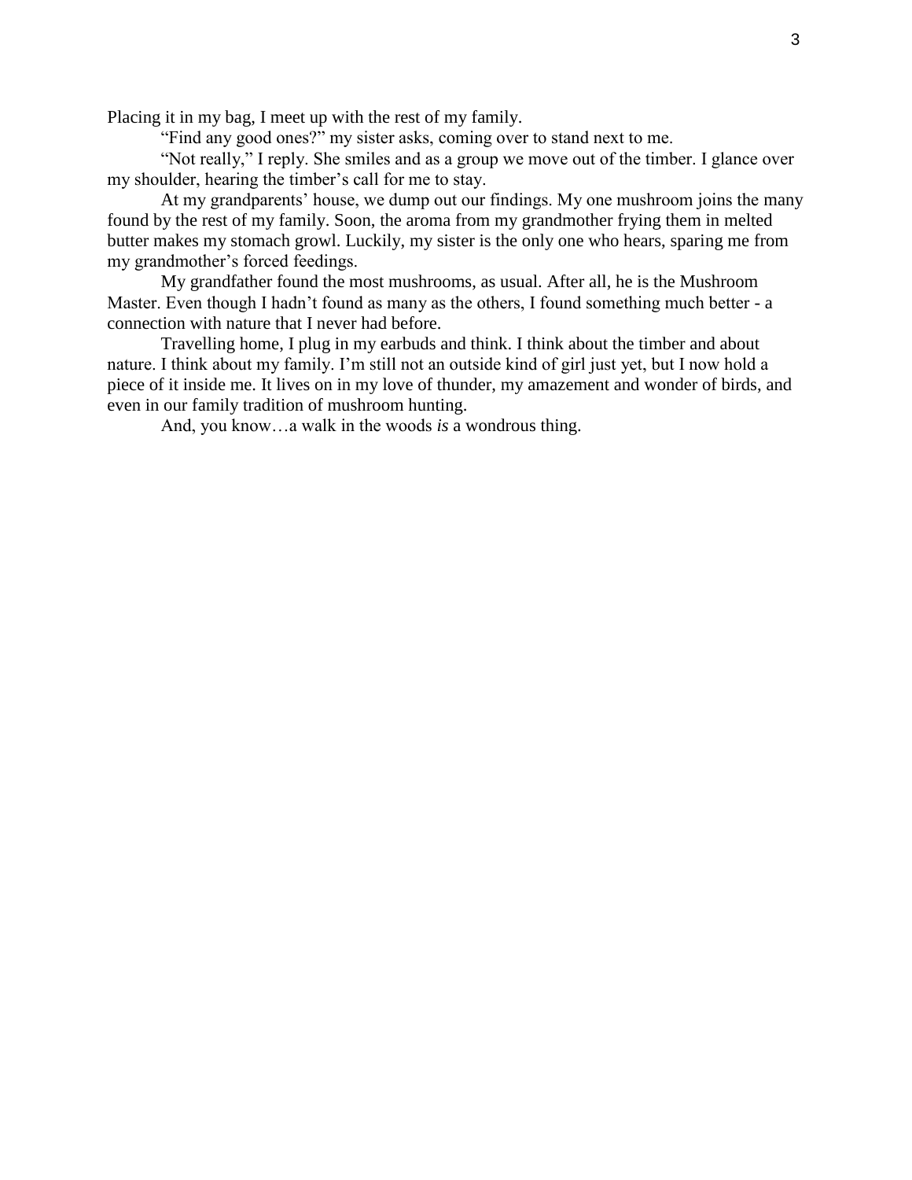Placing it in my bag, I meet up with the rest of my family.

"Find any good ones?" my sister asks, coming over to stand next to me.

"Not really," I reply. She smiles and as a group we move out of the timber. I glance over my shoulder, hearing the timber's call for me to stay.

At my grandparents' house, we dump out our findings. My one mushroom joins the many found by the rest of my family. Soon, the aroma from my grandmother frying them in melted butter makes my stomach growl. Luckily, my sister is the only one who hears, sparing me from my grandmother's forced feedings.

My grandfather found the most mushrooms, as usual. After all, he is the Mushroom Master. Even though I hadn't found as many as the others, I found something much better - a connection with nature that I never had before.

Travelling home, I plug in my earbuds and think. I think about the timber and about nature. I think about my family. I'm still not an outside kind of girl just yet, but I now hold a piece of it inside me. It lives on in my love of thunder, my amazement and wonder of birds, and even in our family tradition of mushroom hunting.

And, you know…a walk in the woods *is* a wondrous thing.